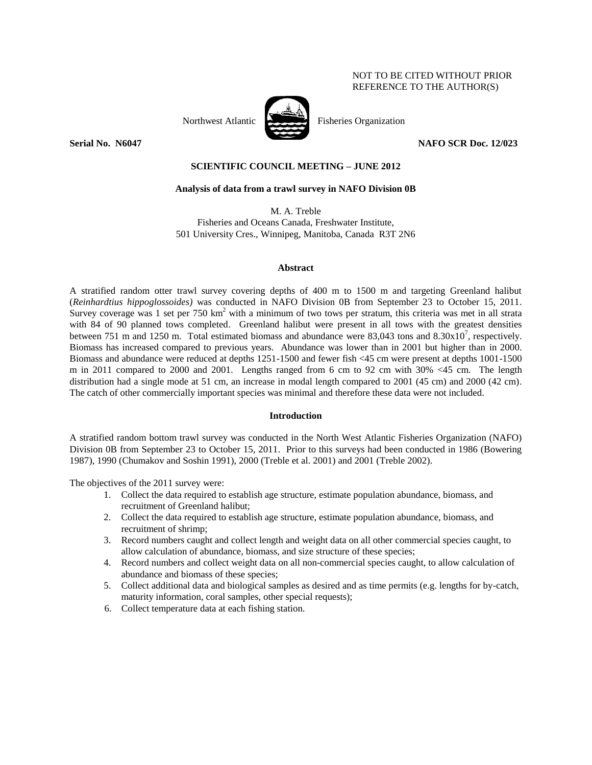NOT TO BE CITED WITHOUT PRIOR REFERENCE TO THE AUTHOR(S)

Northwest Atlantic Fisheries Organization

**Serial No. N6047** **NAFO SCR Doc. 12/023**

**SCIENTIFIC COUNCIL MEETING – JUNE 2012**

# Analysis of data from a trawl survey in NAFO Division 0B

M. A. Treble
Fisheries and Oceans Canada, Freshwater Institute,
501 University Cres., Winnipeg, Manitoba, Canada R3T 2N6

## Abstract

A stratified random otter trawl survey covering depths of 400 m to 1500 m and targeting Greenland halibut (*Reinhardtius hippoglossoides)* was conducted in NAFO Division 0B from September 23 to October 15, 2011. Survey coverage was 1 set per 750 $km^2$ with a minimum of two tows per stratum, this criteria was met in all strata with 84 of 90 planned tows completed. Greenland halibut were present in all tows with the greatest densities between 751 m and 1250 m. Total estimated biomass and abundance were 83,043 tons and $8.30x10^7$, respectively. Biomass has increased compared to previous years. Abundance was lower than in 2001 but higher than in 2000. Biomass and abundance were reduced at depths 1251-1500 and fewer fish <45 cm were present at depths 1001-1500 m in 2011 compared to 2000 and 2001. Lengths ranged from 6 cm to 92 cm with 30% <45 cm. The length distribution had a single mode at 51 cm, an increase in modal length compared to 2001 (45 cm) and 2000 (42 cm). The catch of other commercially important species was minimal and therefore these data were not included.

## Introduction

A stratified random bottom trawl survey was conducted in the North West Atlantic Fisheries Organization (NAFO) Division 0B from September 23 to October 15, 2011. Prior to this surveys had been conducted in 1986 (Bowering 1987), 1990 (Chumakov and Soshin 1991), 2000 (Treble et al. 2001) and 2001 (Treble 2002).

The objectives of the 2011 survey were:

1. Collect the data required to establish age structure, estimate population abundance, biomass, and recruitment of Greenland halibut;
2. Collect the data required to establish age structure, estimate population abundance, biomass, and recruitment of shrimp;
3. Record numbers caught and collect length and weight data on all other commercial species caught, to allow calculation of abundance, biomass, and size structure of these species;
4. Record numbers and collect weight data on all non-commercial species caught, to allow calculation of abundance and biomass of these species;
5. Collect additional data and biological samples as desired and as time permits (e.g. lengths for by-catch, maturity information, coral samples, other special requests);
6. Collect temperature data at each fishing station.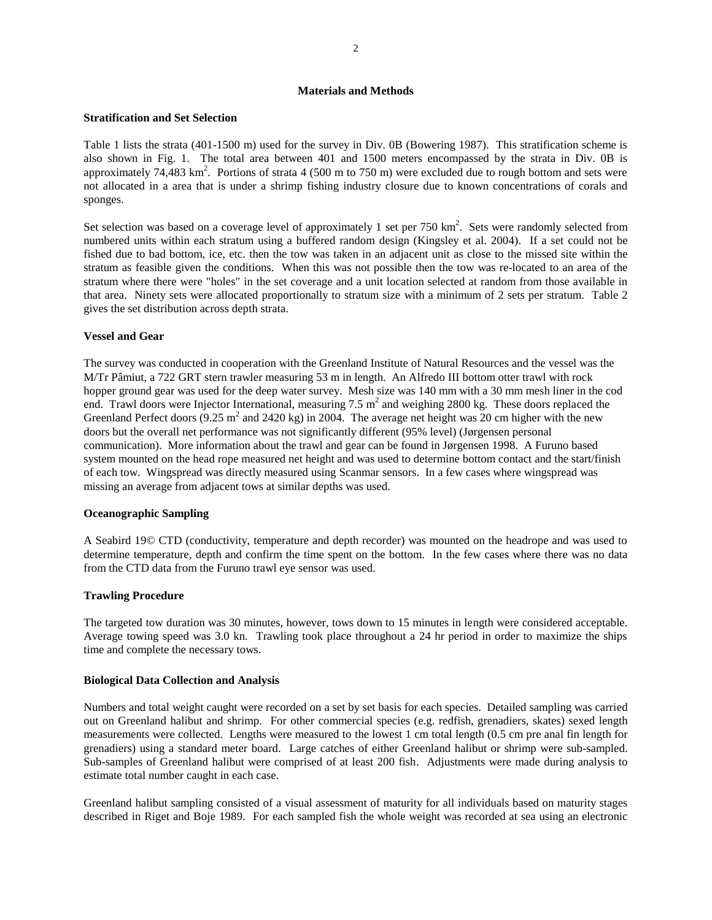## Materials and Methods

### Stratification and Set Selection

Table 1 lists the strata (401-1500 m) used for the survey in Div. 0B (Bowering 1987). This stratification scheme is also shown in Fig. 1. The total area between 401 and 1500 meters encompassed by the strata in Div. 0B is approximately 74,483 km$^2$. Portions of strata 4 (500 m to 750 m) were excluded due to rough bottom and sets were not allocated in a area that is under a shrimp fishing industry closure due to known concentrations of corals and sponges.

Set selection was based on a coverage level of approximately 1 set per 750 km$^2$. Sets were randomly selected from numbered units within each stratum using a buffered random design (Kingsley et al. 2004). If a set could not be fished due to bad bottom, ice, etc. then the tow was taken in an adjacent unit as close to the missed site within the stratum as feasible given the conditions. When this was not possible then the tow was re-located to an area of the stratum where there were "holes" in the set coverage and a unit location selected at random from those available in that area. Ninety sets were allocated proportionally to stratum size with a minimum of 2 sets per stratum. Table 2 gives the set distribution across depth strata.

### Vessel and Gear

The survey was conducted in cooperation with the Greenland Institute of Natural Resources and the vessel was the M/Tr Pâmiut, a 722 GRT stern trawler measuring 53 m in length. An Alfredo III bottom otter trawl with rock hopper ground gear was used for the deep water survey. Mesh size was 140 mm with a 30 mm mesh liner in the cod end. Trawl doors were Injector International, measuring 7.5 m$^2$ and weighing 2800 kg. These doors replaced the Greenland Perfect doors (9.25 m$^2$ and 2420 kg) in 2004. The average net height was 20 cm higher with the new doors but the overall net performance was not significantly different (95% level) (Jørgensen personal communication). More information about the trawl and gear can be found in Jørgensen 1998. A Furuno based system mounted on the head rope measured net height and was used to determine bottom contact and the start/finish of each tow. Wingspread was directly measured using Scanmar sensors. In a few cases where wingspread was missing an average from adjacent tows at similar depths was used.

### Oceanographic Sampling

A Seabird 19© CTD (conductivity, temperature and depth recorder) was mounted on the headrope and was used to determine temperature, depth and confirm the time spent on the bottom. In the few cases where there was no data from the CTD data from the Furuno trawl eye sensor was used.

### Trawling Procedure

The targeted tow duration was 30 minutes, however, tows down to 15 minutes in length were considered acceptable. Average towing speed was 3.0 kn. Trawling took place throughout a 24 hr period in order to maximize the ships time and complete the necessary tows.

### Biological Data Collection and Analysis

Numbers and total weight caught were recorded on a set by set basis for each species. Detailed sampling was carried out on Greenland halibut and shrimp. For other commercial species (e.g. redfish, grenadiers, skates) sexed length measurements were collected. Lengths were measured to the lowest 1 cm total length (0.5 cm pre anal fin length for grenadiers) using a standard meter board. Large catches of either Greenland halibut or shrimp were sub-sampled. Sub-samples of Greenland halibut were comprised of at least 200 fish. Adjustments were made during analysis to estimate total number caught in each case.

Greenland halibut sampling consisted of a visual assessment of maturity for all individuals based on maturity stages described in Riget and Boje 1989. For each sampled fish the whole weight was recorded at sea using an electronic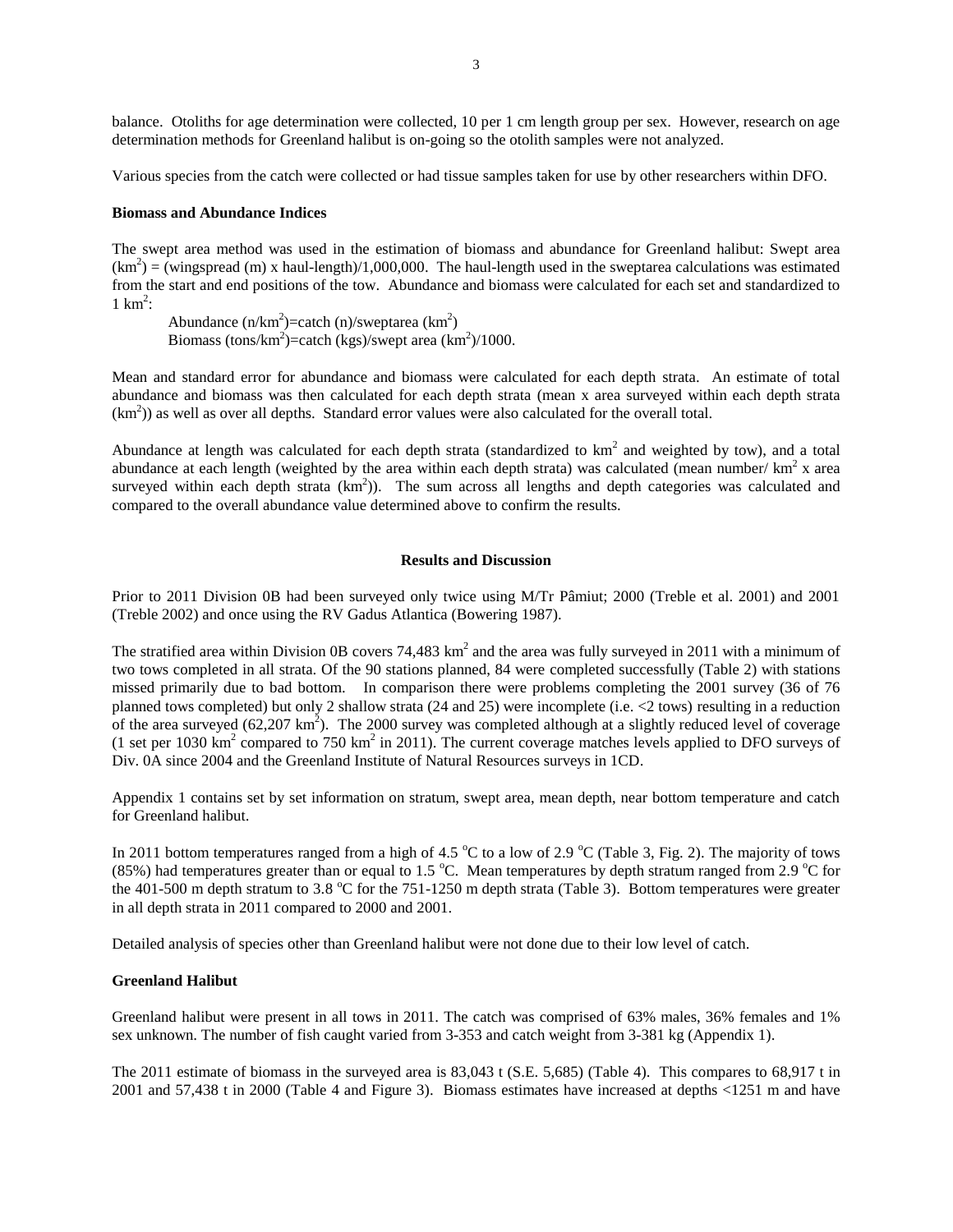balance. Otoliths for age determination were collected, 10 per 1 cm length group per sex. However, research on age determination methods for Greenland halibut is on-going so the otolith samples were not analyzed.

Various species from the catch were collected or had tissue samples taken for use by other researchers within DFO.

**Biomass and Abundance Indices**

The swept area method was used in the estimation of biomass and abundance for Greenland halibut: Swept area ($km^2$) = (wingspread (m) x haul-length)/1,000,000. The haul-length used in the sweptarea calculations was estimated from the start and end positions of the tow. Abundance and biomass were calculated for each set and standardized to 1 $km^2$:

Abundance ($n/km^2$)=catch (n)/sweptarea ($km^2$)
Biomass ($tons/km^2$)=catch (kgs)/swept area ($km^2$)/1000.

Mean and standard error for abundance and biomass were calculated for each depth strata. An estimate of total abundance and biomass was then calculated for each depth strata (mean x area surveyed within each depth strata ($km^2$)) as well as over all depths. Standard error values were also calculated for the overall total.

Abundance at length was calculated for each depth strata (standardized to $km^2$ and weighted by tow), and a total abundance at each length (weighted by the area within each depth strata) was calculated (mean number/ $km^2$ x area surveyed within each depth strata ($km^2$)). The sum across all lengths and depth categories was calculated and compared to the overall abundance value determined above to confirm the results.

## Results and Discussion

Prior to 2011 Division 0B had been surveyed only twice using M/Tr Pâmiut; 2000 (Treble et al. 2001) and 2001 (Treble 2002) and once using the RV Gadus Atlantica (Bowering 1987).

The stratified area within Division 0B covers 74,483 $km^2$ and the area was fully surveyed in 2011 with a minimum of two tows completed in all strata. Of the 90 stations planned, 84 were completed successfully (Table 2) with stations missed primarily due to bad bottom. In comparison there were problems completing the 2001 survey (36 of 76 planned tows completed) but only 2 shallow strata (24 and 25) were incomplete (i.e. <2 tows) resulting in a reduction of the area surveyed (62,207 $km^2$). The 2000 survey was completed although at a slightly reduced level of coverage (1 set per 1030 $km^2$ compared to 750 $km^2$ in 2011). The current coverage matches levels applied to DFO surveys of Div. 0A since 2004 and the Greenland Institute of Natural Resources surveys in 1CD.

Appendix 1 contains set by set information on stratum, swept area, mean depth, near bottom temperature and catch for Greenland halibut.

In 2011 bottom temperatures ranged from a high of 4.5 $^{o}$C to a low of 2.9 $^{o}$C (Table 3, Fig. 2). The majority of tows (85%) had temperatures greater than or equal to 1.5 $^{o}$C. Mean temperatures by depth stratum ranged from 2.9 $^{o}$C for the 401-500 m depth stratum to 3.8 $^{o}$C for the 751-1250 m depth strata (Table 3). Bottom temperatures were greater in all depth strata in 2011 compared to 2000 and 2001.

Detailed analysis of species other than Greenland halibut were not done due to their low level of catch.

**Greenland Halibut**

Greenland halibut were present in all tows in 2011. The catch was comprised of 63% males, 36% females and 1% sex unknown. The number of fish caught varied from 3-353 and catch weight from 3-381 kg (Appendix 1).

The 2011 estimate of biomass in the surveyed area is 83,043 t (S.E. 5,685) (Table 4). This compares to 68,917 t in 2001 and 57,438 t in 2000 (Table 4 and Figure 3). Biomass estimates have increased at depths <1251 m and have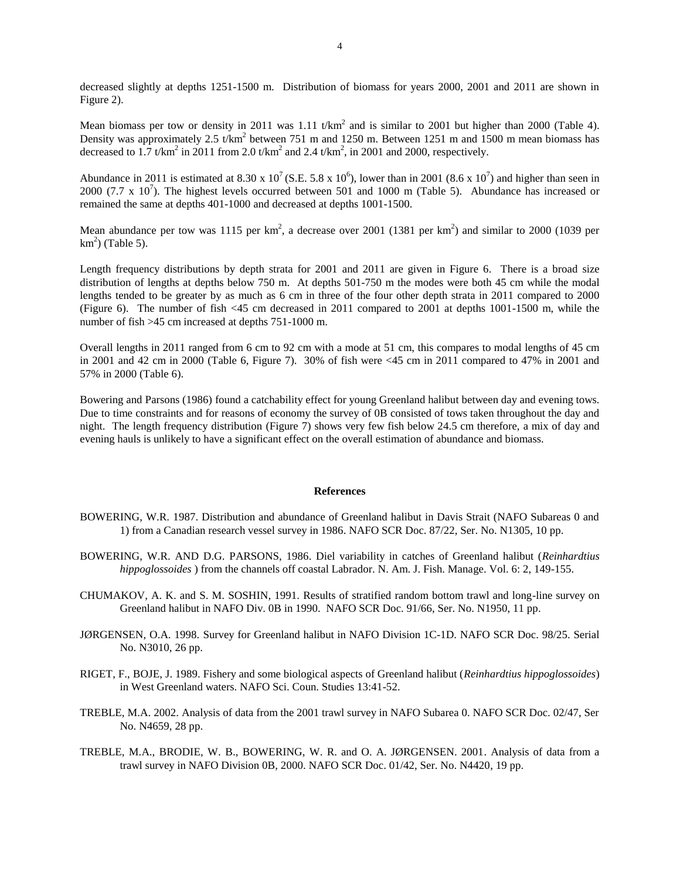decreased slightly at depths 1251-1500 m. Distribution of biomass for years 2000, 2001 and 2011 are shown in Figure 2).

Mean biomass per tow or density in 2011 was 1.11 t/km$^2$ and is similar to 2001 but higher than 2000 (Table 4). Density was approximately 2.5 t/km$^2$ between 751 m and 1250 m. Between 1251 m and 1500 m mean biomass has decreased to 1.7 t/km$^2$ in 2011 from 2.0 t/km$^2$ and 2.4 t/km$^2$, in 2001 and 2000, respectively.

Abundance in 2011 is estimated at 8.30 x $10^7$ (S.E. 5.8 x $10^6$), lower than in 2001 (8.6 x $10^7$) and higher than seen in 2000 (7.7 x $10^7$). The highest levels occurred between 501 and 1000 m (Table 5). Abundance has increased or remained the same at depths 401-1000 and decreased at depths 1001-1500.

Mean abundance per tow was 1115 per km$^2$, a decrease over 2001 (1381 per km$^2$) and similar to 2000 (1039 per km$^2$) (Table 5).

Length frequency distributions by depth strata for 2001 and 2011 are given in Figure 6. There is a broad size distribution of lengths at depths below 750 m. At depths 501-750 m the modes were both 45 cm while the modal lengths tended to be greater by as much as 6 cm in three of the four other depth strata in 2011 compared to 2000 (Figure 6). The number of fish <45 cm decreased in 2011 compared to 2001 at depths 1001-1500 m, while the number of fish >45 cm increased at depths 751-1000 m.

Overall lengths in 2011 ranged from 6 cm to 92 cm with a mode at 51 cm, this compares to modal lengths of 45 cm in 2001 and 42 cm in 2000 (Table 6, Figure 7). 30% of fish were <45 cm in 2011 compared to 47% in 2001 and 57% in 2000 (Table 6).

Bowering and Parsons (1986) found a catchability effect for young Greenland halibut between day and evening tows. Due to time constraints and for reasons of economy the survey of 0B consisted of tows taken throughout the day and night. The length frequency distribution (Figure 7) shows very few fish below 24.5 cm therefore, a mix of day and evening hauls is unlikely to have a significant effect on the overall estimation of abundance and biomass.

## References

BOWERING, W.R. 1987. Distribution and abundance of Greenland halibut in Davis Strait (NAFO Subareas 0 and 1) from a Canadian research vessel survey in 1986. NAFO SCR Doc. 87/22, Ser. No. N1305, 10 pp.

BOWERING, W.R. AND D.G. PARSONS, 1986. Diel variability in catches of Greenland halibut (*Reinhardtius hippoglossoides* ) from the channels off coastal Labrador. N. Am. J. Fish. Manage. Vol. 6: 2, 149-155.

CHUMAKOV, A. K. and S. M. SOSHIN, 1991. Results of stratified random bottom trawl and long-line survey on Greenland halibut in NAFO Div. 0B in 1990. NAFO SCR Doc. 91/66, Ser. No. N1950, 11 pp.

JØRGENSEN, O.A. 1998. Survey for Greenland halibut in NAFO Division 1C-1D. NAFO SCR Doc. 98/25. Serial No. N3010, 26 pp.

RIGET, F., BOJE, J. 1989. Fishery and some biological aspects of Greenland halibut (*Reinhardtius hippoglossoides*) in West Greenland waters. NAFO Sci. Coun. Studies 13:41-52.

TREBLE, M.A. 2002. Analysis of data from the 2001 trawl survey in NAFO Subarea 0. NAFO SCR Doc. 02/47, Ser No. N4659, 28 pp.

TREBLE, M.A., BRODIE, W. B., BOWERING, W. R. and O. A. JØRGENSEN. 2001. Analysis of data from a trawl survey in NAFO Division 0B, 2000. NAFO SCR Doc. 01/42, Ser. No. N4420, 19 pp.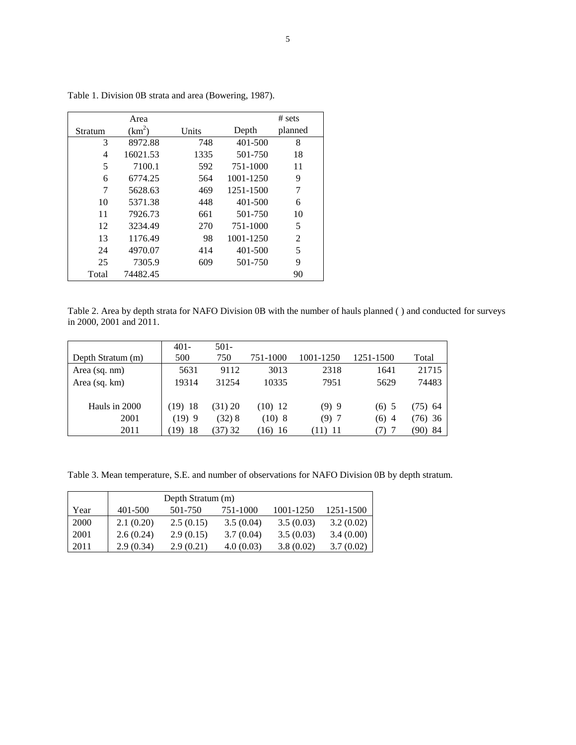Table 1. Division 0B strata and area (Bowering, 1987).

| Stratum | Area ($km^2$) | Units | Depth | # sets planned |
|---|---|---|---|---|
| 3 | 8972.88 | 748 | 401-500 | 8 |
| 4 | 16021.53 | 1335 | 501-750 | 18 |
| 5 | 7100.1 | 592 | 751-1000 | 11 |
| 6 | 6774.25 | 564 | 1001-1250 | 9 |
| 7 | 5628.63 | 469 | 1251-1500 | 7 |
| 10 | 5371.38 | 448 | 401-500 | 6 |
| 11 | 7926.73 | 661 | 501-750 | 10 |
| 12 | 3234.49 | 270 | 751-1000 | 5 |
| 13 | 1176.49 | 98 | 1001-1250 | 2 |
| 24 | 4970.07 | 414 | 401-500 | 5 |
| 25 | 7305.9 | 609 | 501-750 | 9 |
| Total | 74482.45 | | | 90 |

Table 2. Area by depth strata for NAFO Division 0B with the number of hauls planned ( ) and conducted for surveys in 2000, 2001 and 2011.

| Depth Stratum (m) | 401-500 | 501-750 | 751-1000 | 1001-1250 | 1251-1500 | Total |
|---|---|---|---|---|---|---|
| Area (sq. nm) | 5631 | 9112 | 3013 | 2318 | 1641 | 21715 |
| Area (sq. km) | 19314 | 31254 | 10335 | 7951 | 5629 | 74483 |
| Hauls in 2000 | (19) 18 | (31) 20 | (10) 12 | (9) 9 | (6) 5 | (75) 64 |
| 2001 | (19) 9 | (32) 8 | (10) 8 | (9) 7 | (6) 4 | (76) 36 |
| 2011 | (19) 18 | (37) 32 | (16) 16 | (11) 11 | (7) 7 | (90) 84 |

Table 3. Mean temperature, S.E. and number of observations for NAFO Division 0B by depth stratum.

| | Depth Stratum (m) | | | | |
|---|---|---|---|---|---|
| Year | 401-500 | 501-750 | 751-1000 | 1001-1250 | 1251-1500 |
| 2000 | 2.1 (0.20) | 2.5 (0.15) | 3.5 (0.04) | 3.5 (0.03) | 3.2 (0.02) |
| 2001 | 2.6 (0.24) | 2.9 (0.15) | 3.7 (0.04) | 3.5 (0.03) | 3.4 (0.00) |
| 2011 | 2.9 (0.34) | 2.9 (0.21) | 4.0 (0.03) | 3.8 (0.02) | 3.7 (0.02) |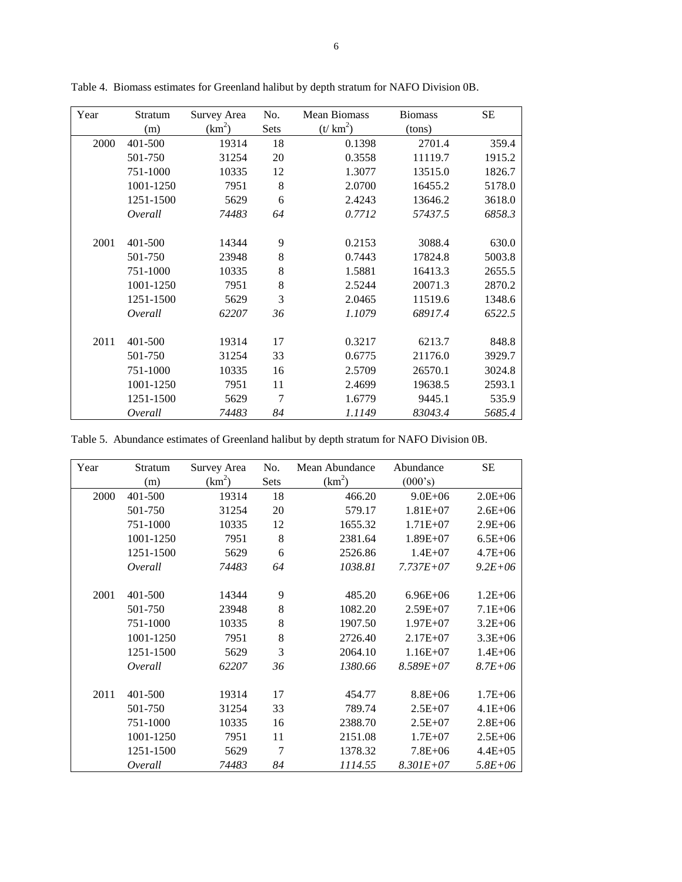Table 4. Biomass estimates for Greenland halibut by depth stratum for NAFO Division 0B.

| Year | Stratum (m) | Survey Area (km$^2$) | No. Sets | Mean Biomass (t/ km$^2$) | Biomass (tons) | SE |
|---|---|---|---|---|---|---|
| 2000 | 401-500 | 19314 | 18 | 0.1398 | 2701.4 | 359.4 |
| | 501-750 | 31254 | 20 | 0.3558 | 11119.7 | 1915.2 |
| | 751-1000 | 10335 | 12 | 1.3077 | 13515.0 | 1826.7 |
| | 1001-1250 | 7951 | 8 | 2.0700 | 16455.2 | 5178.0 |
| | 1251-1500 | 5629 | 6 | 2.4243 | 13646.2 | 3618.0 |
| | *Overall* | *74483* | *64* | *0.7712* | *57437.5* | *6858.3* |
| 2001 | 401-500 | 14344 | 9 | 0.2153 | 3088.4 | 630.0 |
| | 501-750 | 23948 | 8 | 0.7443 | 17824.8 | 5003.8 |
| | 751-1000 | 10335 | 8 | 1.5881 | 16413.3 | 2655.5 |
| | 1001-1250 | 7951 | 8 | 2.5244 | 20071.3 | 2870.2 |
| | 1251-1500 | 5629 | 3 | 2.0465 | 11519.6 | 1348.6 |
| | *Overall* | *62207* | *36* | *1.1079* | *68917.4* | *6522.5* |
| 2011 | 401-500 | 19314 | 17 | 0.3217 | 6213.7 | 848.8 |
| | 501-750 | 31254 | 33 | 0.6775 | 21176.0 | 3929.7 |
| | 751-1000 | 10335 | 16 | 2.5709 | 26570.1 | 3024.8 |
| | 1001-1250 | 7951 | 11 | 2.4699 | 19638.5 | 2593.1 |
| | 1251-1500 | 5629 | 7 | 1.6779 | 9445.1 | 535.9 |
| | *Overall* | *74483* | *84* | *1.1149* | *83043.4* | *5685.4* |

Table 5. Abundance estimates of Greenland halibut by depth stratum for NAFO Division 0B.

| Year | Stratum (m) | Survey Area (km$^2$) | No. Sets | Mean Abundance (km$^2$) | Abundance (000's) | SE |
|---|---|---|---|---|---|---|
| 2000 | 401-500 | 19314 | 18 | 466.20 | 9.0E+06 | 2.0E+06 |
| | 501-750 | 31254 | 20 | 579.17 | 1.81E+07 | 2.6E+06 |
| | 751-1000 | 10335 | 12 | 1655.32 | 1.71E+07 | 2.9E+06 |
| | 1001-1250 | 7951 | 8 | 2381.64 | 1.89E+07 | 6.5E+06 |
| | 1251-1500 | 5629 | 6 | 2526.86 | 1.4E+07 | 4.7E+06 |
| | *Overall* | *74483* | *64* | *1038.81* | *7.737E+07* | *9.2E+06* |
| 2001 | 401-500 | 14344 | 9 | 485.20 | 6.96E+06 | 1.2E+06 |
| | 501-750 | 23948 | 8 | 1082.20 | 2.59E+07 | 7.1E+06 |
| | 751-1000 | 10335 | 8 | 1907.50 | 1.97E+07 | 3.2E+06 |
| | 1001-1250 | 7951 | 8 | 2726.40 | 2.17E+07 | 3.3E+06 |
| | 1251-1500 | 5629 | 3 | 2064.10 | 1.16E+07 | 1.4E+06 |
| | *Overall* | *62207* | *36* | *1380.66* | *8.589E+07* | *8.7E+06* |
| 2011 | 401-500 | 19314 | 17 | 454.77 | 8.8E+06 | 1.7E+06 |
| | 501-750 | 31254 | 33 | 789.74 | 2.5E+07 | 4.1E+06 |
| | 751-1000 | 10335 | 16 | 2388.70 | 2.5E+07 | 2.8E+06 |
| | 1001-1250 | 7951 | 11 | 2151.08 | 1.7E+07 | 2.5E+06 |
| | 1251-1500 | 5629 | 7 | 1378.32 | 7.8E+06 | 4.4E+05 |
| | *Overall* | *74483* | *84* | *1114.55* | *8.301E+07* | *5.8E+06* |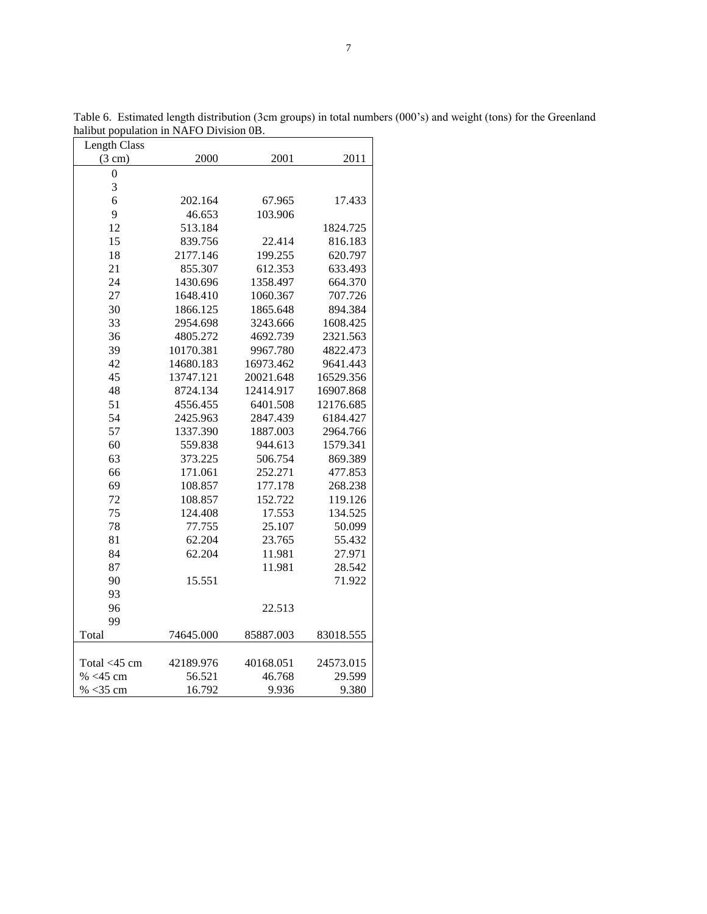Table 6. Estimated length distribution (3cm groups) in total numbers (000's) and weight (tons) for the Greenland halibut population in NAFO Division 0B.

| Length Class (3 cm) | 2000 | 2001 | 2011 |
|---|---|---|---|
| 0 | | | |
| 3 | | | |
| 6 | 202.164 | 67.965 | 17.433 |
| 9 | 46.653 | 103.906 | |
| 12 | 513.184 | | 1824.725 |
| 15 | 839.756 | 22.414 | 816.183 |
| 18 | 2177.146 | 199.255 | 620.797 |
| 21 | 855.307 | 612.353 | 633.493 |
| 24 | 1430.696 | 1358.497 | 664.370 |
| 27 | 1648.410 | 1060.367 | 707.726 |
| 30 | 1866.125 | 1865.648 | 894.384 |
| 33 | 2954.698 | 3243.666 | 1608.425 |
| 36 | 4805.272 | 4692.739 | 2321.563 |
| 39 | 10170.381 | 9967.780 | 4822.473 |
| 42 | 14680.183 | 16973.462 | 9641.443 |
| 45 | 13747.121 | 20021.648 | 16529.356 |
| 48 | 8724.134 | 12414.917 | 16907.868 |
| 51 | 4556.455 | 6401.508 | 12176.685 |
| 54 | 2425.963 | 2847.439 | 6184.427 |
| 57 | 1337.390 | 1887.003 | 2964.766 |
| 60 | 559.838 | 944.613 | 1579.341 |
| 63 | 373.225 | 506.754 | 869.389 |
| 66 | 171.061 | 252.271 | 477.853 |
| 69 | 108.857 | 177.178 | 268.238 |
| 72 | 108.857 | 152.722 | 119.126 |
| 75 | 124.408 | 17.553 | 134.525 |
| 78 | 77.755 | 25.107 | 50.099 |
| 81 | 62.204 | 23.765 | 55.432 |
| 84 | 62.204 | 11.981 | 27.971 |
| 87 | | 11.981 | 28.542 |
| 90 | 15.551 | | 71.922 |
| 93 | | | |
| 96 | | 22.513 | |
| 99 | | | |
| Total | 74645.000 | 85887.003 | 83018.555 |
| | | | |
| Total <45 cm | 42189.976 | 40168.051 | 24573.015 |
| % <45 cm | 56.521 | 46.768 | 29.599 |
| % <35 cm | 16.792 | 9.936 | 9.380 |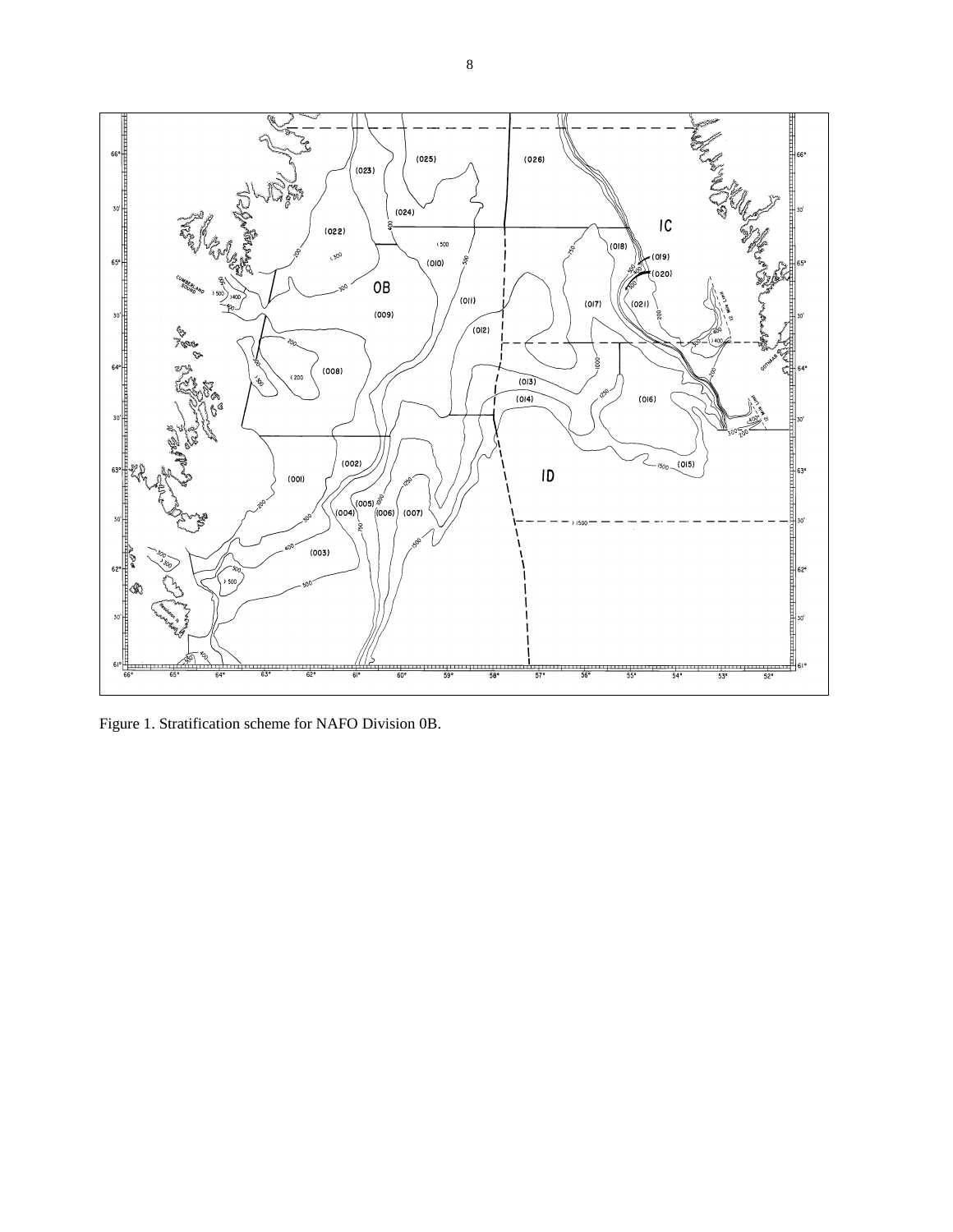Figure 1. Stratification scheme for NAFO Division 0B.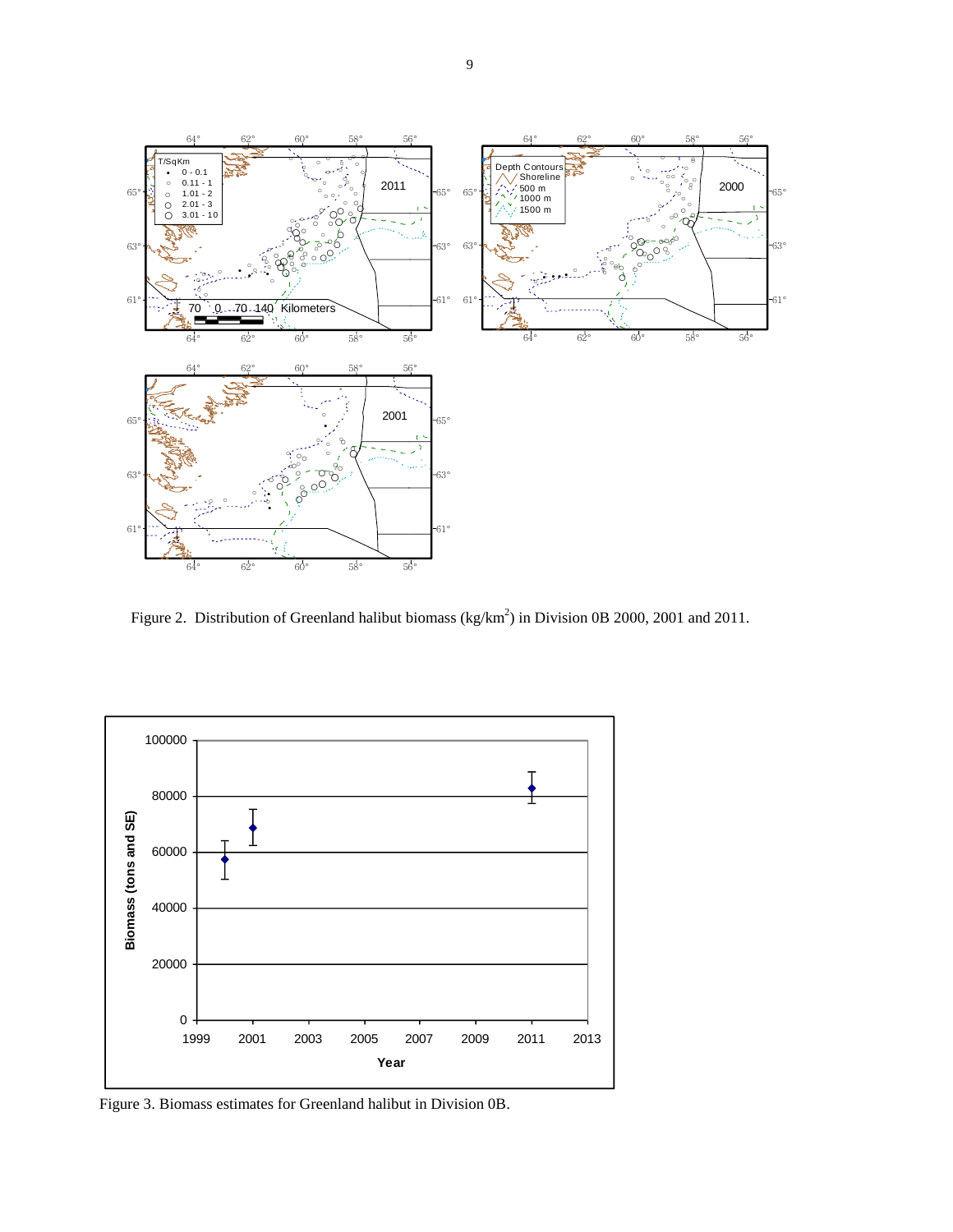Figure 2. Distribution of Greenland halibut biomass ($kg/km^2$) in Division 0B 2000, 2001 and 2011.

Figure 3. Biomass estimates for Greenland halibut in Division 0B.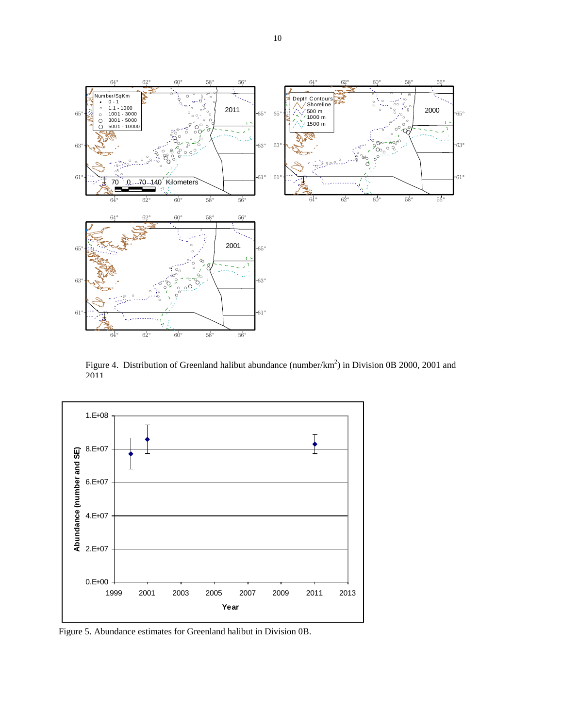Figure 4. Distribution of Greenland halibut abundance (number/km$^2$) in Division 0B 2000, 2001 and 2011

Figure 5. Abundance estimates for Greenland halibut in Division 0B.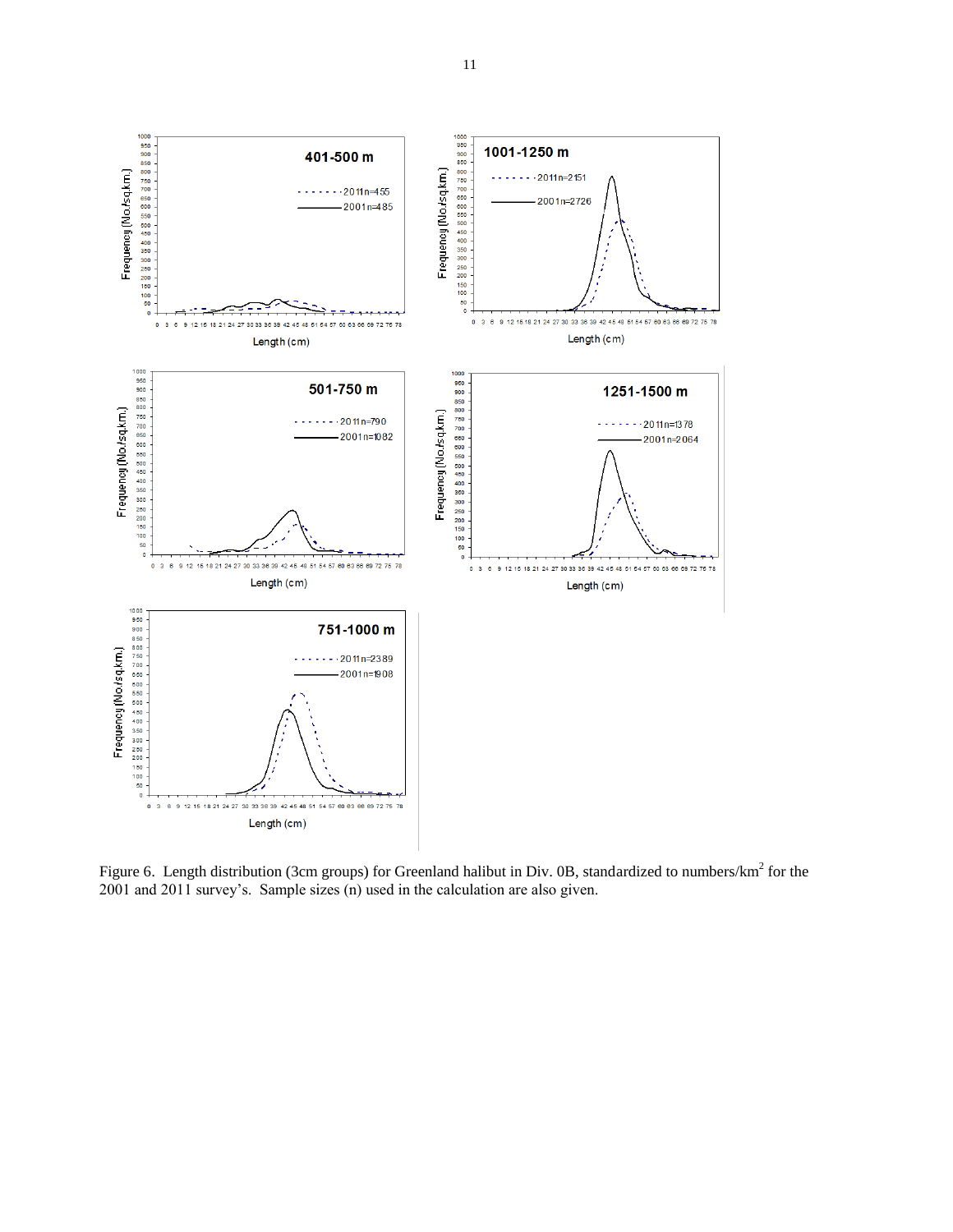Figure 6. Length distribution (3cm groups) for Greenland halibut in Div. 0B, standardized to numbers/km$^2$ for the 2001 and 2011 survey's. Sample sizes (n) used in the calculation are also given.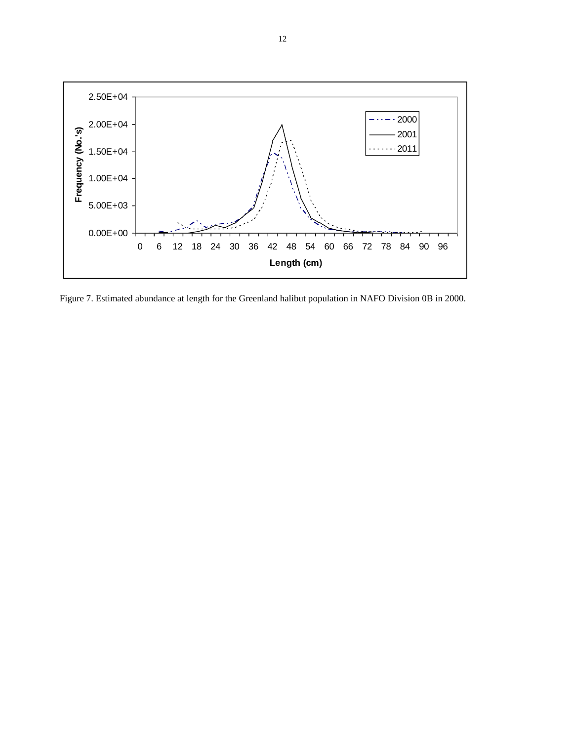Figure 7. Estimated abundance at length for the Greenland halibut population in NAFO Division 0B in 2000.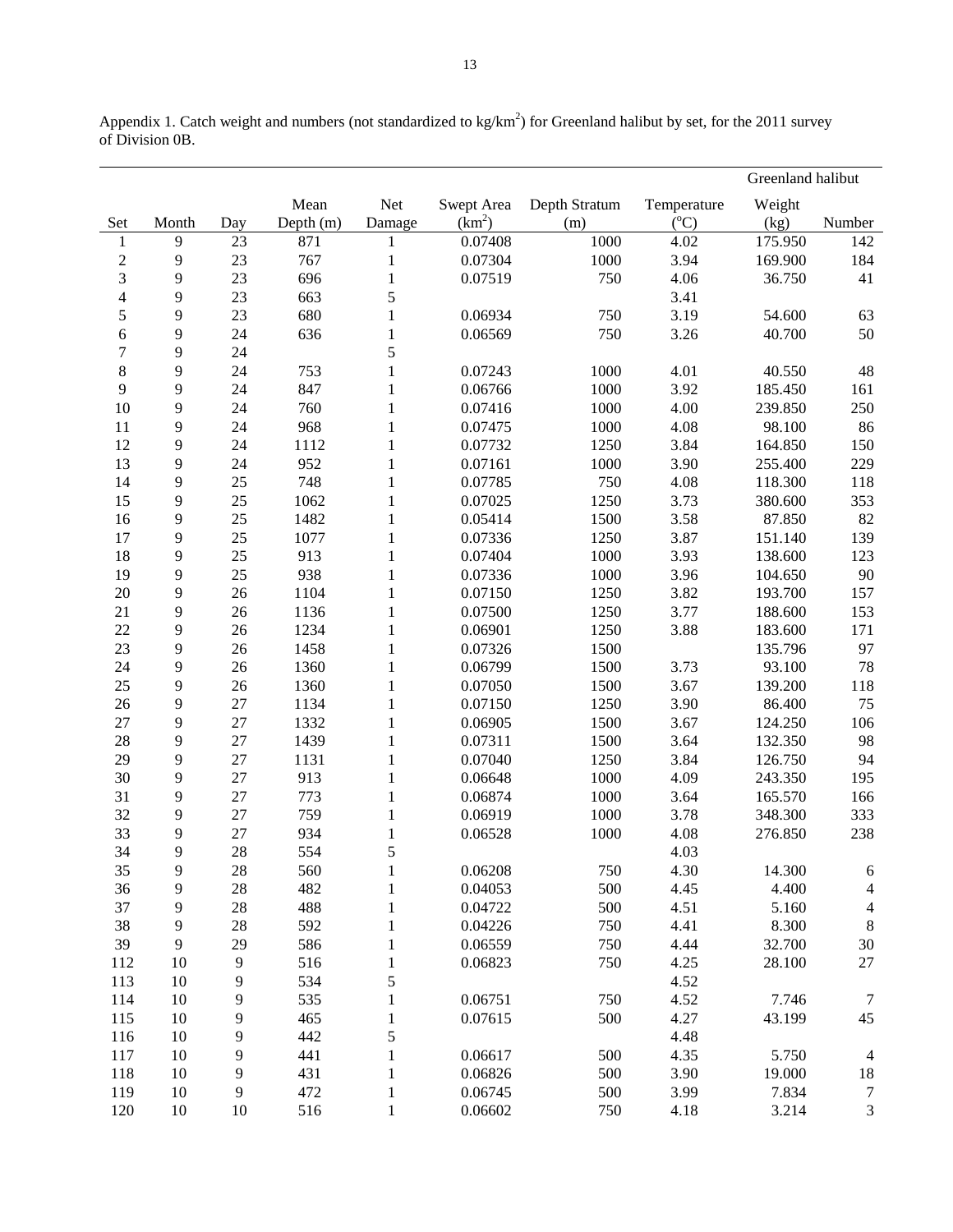Appendix 1. Catch weight and numbers (not standardized to kg/km$^2$) for Greenland halibut by set, for the 2011 survey of Division 0B.

| | | | | | | | | Greenland halibut | |
|---|---|---|---|---|---|---|---|---|---|
| Set | Month | Day | Mean Depth (m) | Net Damage | Swept Area (km$^2$) | Depth Stratum (m) | Temperature (°C) | Weight (kg) | Number |
| 1 | 9 | 23 | 871 | 1 | 0.07408 | 1000 | 4.02 | 175.950 | 142 |
| 2 | 9 | 23 | 767 | 1 | 0.07304 | 1000 | 3.94 | 169.900 | 184 |
| 3 | 9 | 23 | 696 | 1 | 0.07519 | 750 | 4.06 | 36.750 | 41 |
| 4 | 9 | 23 | 663 | 5 | | | 3.41 | | |
| 5 | 9 | 23 | 680 | 1 | 0.06934 | 750 | 3.19 | 54.600 | 63 |
| 6 | 9 | 24 | 636 | 1 | 0.06569 | 750 | 3.26 | 40.700 | 50 |
| 7 | 9 | 24 | | 5 | | | | | |
| 8 | 9 | 24 | 753 | 1 | 0.07243 | 1000 | 4.01 | 40.550 | 48 |
| 9 | 9 | 24 | 847 | 1 | 0.06766 | 1000 | 3.92 | 185.450 | 161 |
| 10 | 9 | 24 | 760 | 1 | 0.07416 | 1000 | 4.00 | 239.850 | 250 |
| 11 | 9 | 24 | 968 | 1 | 0.07475 | 1000 | 4.08 | 98.100 | 86 |
| 12 | 9 | 24 | 1112 | 1 | 0.07732 | 1250 | 3.84 | 164.850 | 150 |
| 13 | 9 | 24 | 952 | 1 | 0.07161 | 1000 | 3.90 | 255.400 | 229 |
| 14 | 9 | 25 | 748 | 1 | 0.07785 | 750 | 4.08 | 118.300 | 118 |
| 15 | 9 | 25 | 1062 | 1 | 0.07025 | 1250 | 3.73 | 380.600 | 353 |
| 16 | 9 | 25 | 1482 | 1 | 0.05414 | 1500 | 3.58 | 87.850 | 82 |
| 17 | 9 | 25 | 1077 | 1 | 0.07336 | 1250 | 3.87 | 151.140 | 139 |
| 18 | 9 | 25 | 913 | 1 | 0.07404 | 1000 | 3.93 | 138.600 | 123 |
| 19 | 9 | 25 | 938 | 1 | 0.07336 | 1000 | 3.96 | 104.650 | 90 |
| 20 | 9 | 26 | 1104 | 1 | 0.07150 | 1250 | 3.82 | 193.700 | 157 |
| 21 | 9 | 26 | 1136 | 1 | 0.07500 | 1250 | 3.77 | 188.600 | 153 |
| 22 | 9 | 26 | 1234 | 1 | 0.06901 | 1250 | 3.88 | 183.600 | 171 |
| 23 | 9 | 26 | 1458 | 1 | 0.07326 | 1500 | | 135.796 | 97 |
| 24 | 9 | 26 | 1360 | 1 | 0.06799 | 1500 | 3.73 | 93.100 | 78 |
| 25 | 9 | 26 | 1360 | 1 | 0.07050 | 1500 | 3.67 | 139.200 | 118 |
| 26 | 9 | 27 | 1134 | 1 | 0.07150 | 1250 | 3.90 | 86.400 | 75 |
| 27 | 9 | 27 | 1332 | 1 | 0.06905 | 1500 | 3.67 | 124.250 | 106 |
| 28 | 9 | 27 | 1439 | 1 | 0.07311 | 1500 | 3.64 | 132.350 | 98 |
| 29 | 9 | 27 | 1131 | 1 | 0.07040 | 1250 | 3.84 | 126.750 | 94 |
| 30 | 9 | 27 | 913 | 1 | 0.06648 | 1000 | 4.09 | 243.350 | 195 |
| 31 | 9 | 27 | 773 | 1 | 0.06874 | 1000 | 3.64 | 165.570 | 166 |
| 32 | 9 | 27 | 759 | 1 | 0.06919 | 1000 | 3.78 | 348.300 | 333 |
| 33 | 9 | 27 | 934 | 1 | 0.06528 | 1000 | 4.08 | 276.850 | 238 |
| 34 | 9 | 28 | 554 | 5 | | | 4.03 | | |
| 35 | 9 | 28 | 560 | 1 | 0.06208 | 750 | 4.30 | 14.300 | 6 |
| 36 | 9 | 28 | 482 | 1 | 0.04053 | 500 | 4.45 | 4.400 | 4 |
| 37 | 9 | 28 | 488 | 1 | 0.04722 | 500 | 4.51 | 5.160 | 4 |
| 38 | 9 | 28 | 592 | 1 | 0.04226 | 750 | 4.41 | 8.300 | 8 |
| 39 | 9 | 29 | 586 | 1 | 0.06559 | 750 | 4.44 | 32.700 | 30 |
| 112 | 10 | 9 | 516 | 1 | 0.06823 | 750 | 4.25 | 28.100 | 27 |
| 113 | 10 | 9 | 534 | 5 | | | 4.52 | | |
| 114 | 10 | 9 | 535 | 1 | 0.06751 | 750 | 4.52 | 7.746 | 7 |
| 115 | 10 | 9 | 465 | 1 | 0.07615 | 500 | 4.27 | 43.199 | 45 |
| 116 | 10 | 9 | 442 | 5 | | | 4.48 | | |
| 117 | 10 | 9 | 441 | 1 | 0.06617 | 500 | 4.35 | 5.750 | 4 |
| 118 | 10 | 9 | 431 | 1 | 0.06826 | 500 | 3.90 | 19.000 | 18 |
| 119 | 10 | 9 | 472 | 1 | 0.06745 | 500 | 3.99 | 7.834 | 7 |
| 120 | 10 | 10 | 516 | 1 | 0.06602 | 750 | 4.18 | 3.214 | 3 |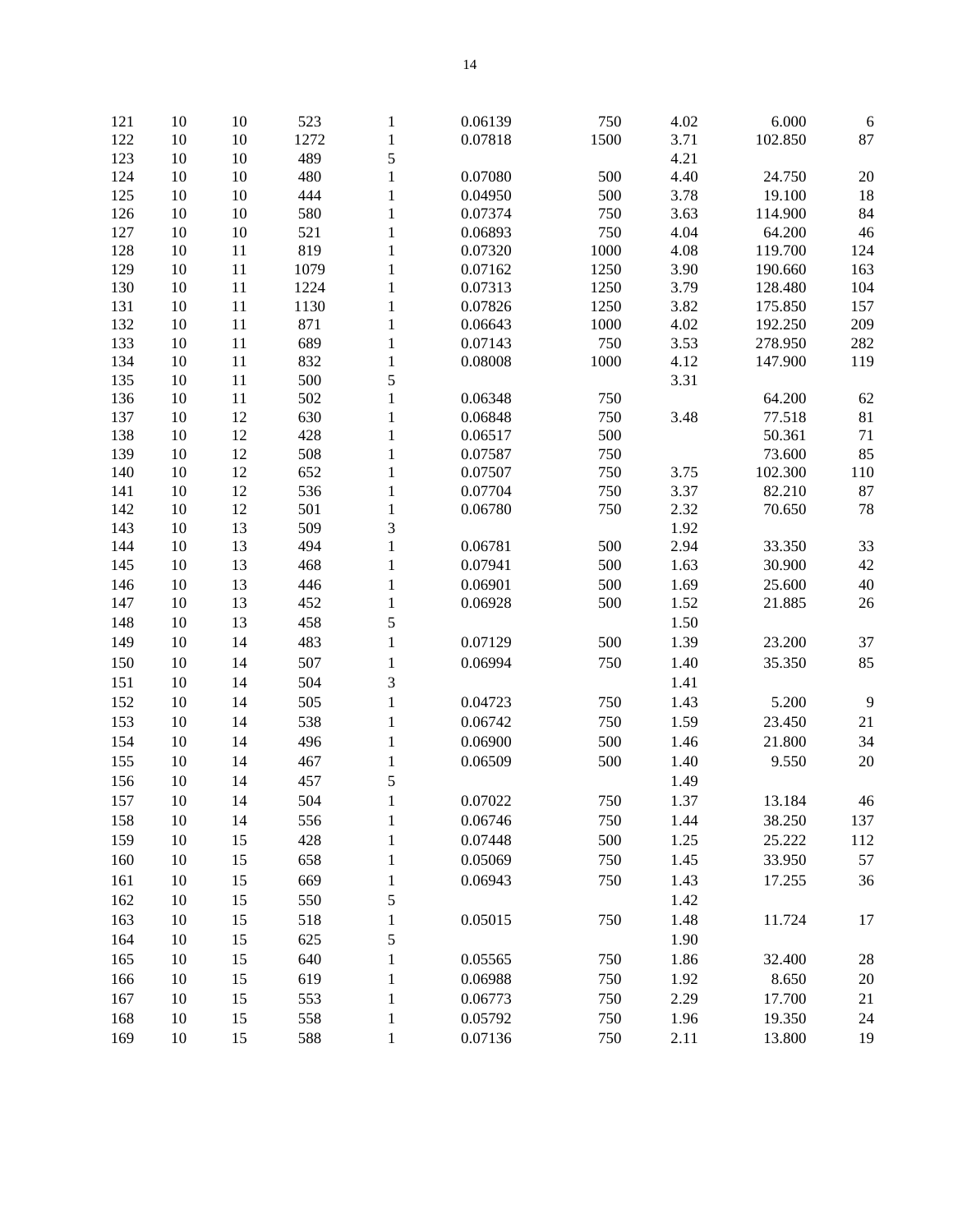| | | | | | | | | | |
|---|---|---|---|---|---|---|---|---|---|
| 121 | 10 | 10 | 523 | 1 | 0.06139 | 750 | 4.02 | 6.000 | 6 |
| 122 | 10 | 10 | 1272 | 1 | 0.07818 | 1500 | 3.71 | 102.850 | 87 |
| 123 | 10 | 10 | 489 | 5 | | | 4.21 | | |
| 124 | 10 | 10 | 480 | 1 | 0.07080 | 500 | 4.40 | 24.750 | 20 |
| 125 | 10 | 10 | 444 | 1 | 0.04950 | 500 | 3.78 | 19.100 | 18 |
| 126 | 10 | 10 | 580 | 1 | 0.07374 | 750 | 3.63 | 114.900 | 84 |
| 127 | 10 | 10 | 521 | 1 | 0.06893 | 750 | 4.04 | 64.200 | 46 |
| 128 | 10 | 11 | 819 | 1 | 0.07320 | 1000 | 4.08 | 119.700 | 124 |
| 129 | 10 | 11 | 1079 | 1 | 0.07162 | 1250 | 3.90 | 190.660 | 163 |
| 130 | 10 | 11 | 1224 | 1 | 0.07313 | 1250 | 3.79 | 128.480 | 104 |
| 131 | 10 | 11 | 1130 | 1 | 0.07826 | 1250 | 3.82 | 175.850 | 157 |
| 132 | 10 | 11 | 871 | 1 | 0.06643 | 1000 | 4.02 | 192.250 | 209 |
| 133 | 10 | 11 | 689 | 1 | 0.07143 | 750 | 3.53 | 278.950 | 282 |
| 134 | 10 | 11 | 832 | 1 | 0.08008 | 1000 | 4.12 | 147.900 | 119 |
| 135 | 10 | 11 | 500 | 5 | | | 3.31 | | |
| 136 | 10 | 11 | 502 | 1 | 0.06348 | 750 | | 64.200 | 62 |
| 137 | 10 | 12 | 630 | 1 | 0.06848 | 750 | 3.48 | 77.518 | 81 |
| 138 | 10 | 12 | 428 | 1 | 0.06517 | 500 | | 50.361 | 71 |
| 139 | 10 | 12 | 508 | 1 | 0.07587 | 750 | | 73.600 | 85 |
| 140 | 10 | 12 | 652 | 1 | 0.07507 | 750 | 3.75 | 102.300 | 110 |
| 141 | 10 | 12 | 536 | 1 | 0.07704 | 750 | 3.37 | 82.210 | 87 |
| 142 | 10 | 12 | 501 | 1 | 0.06780 | 750 | 2.32 | 70.650 | 78 |
| 143 | 10 | 13 | 509 | 3 | | | 1.92 | | |
| 144 | 10 | 13 | 494 | 1 | 0.06781 | 500 | 2.94 | 33.350 | 33 |
| 145 | 10 | 13 | 468 | 1 | 0.07941 | 500 | 1.63 | 30.900 | 42 |
| 146 | 10 | 13 | 446 | 1 | 0.06901 | 500 | 1.69 | 25.600 | 40 |
| 147 | 10 | 13 | 452 | 1 | 0.06928 | 500 | 1.52 | 21.885 | 26 |
| 148 | 10 | 13 | 458 | 5 | | | 1.50 | | |
| 149 | 10 | 14 | 483 | 1 | 0.07129 | 500 | 1.39 | 23.200 | 37 |
| 150 | 10 | 14 | 507 | 1 | 0.06994 | 750 | 1.40 | 35.350 | 85 |
| 151 | 10 | 14 | 504 | 3 | | | 1.41 | | |
| 152 | 10 | 14 | 505 | 1 | 0.04723 | 750 | 1.43 | 5.200 | 9 |
| 153 | 10 | 14 | 538 | 1 | 0.06742 | 750 | 1.59 | 23.450 | 21 |
| 154 | 10 | 14 | 496 | 1 | 0.06900 | 500 | 1.46 | 21.800 | 34 |
| 155 | 10 | 14 | 467 | 1 | 0.06509 | 500 | 1.40 | 9.550 | 20 |
| 156 | 10 | 14 | 457 | 5 | | | 1.49 | | |
| 157 | 10 | 14 | 504 | 1 | 0.07022 | 750 | 1.37 | 13.184 | 46 |
| 158 | 10 | 14 | 556 | 1 | 0.06746 | 750 | 1.44 | 38.250 | 137 |
| 159 | 10 | 15 | 428 | 1 | 0.07448 | 500 | 1.25 | 25.222 | 112 |
| 160 | 10 | 15 | 658 | 1 | 0.05069 | 750 | 1.45 | 33.950 | 57 |
| 161 | 10 | 15 | 669 | 1 | 0.06943 | 750 | 1.43 | 17.255 | 36 |
| 162 | 10 | 15 | 550 | 5 | | | 1.42 | | |
| 163 | 10 | 15 | 518 | 1 | 0.05015 | 750 | 1.48 | 11.724 | 17 |
| 164 | 10 | 15 | 625 | 5 | | | 1.90 | | |
| 165 | 10 | 15 | 640 | 1 | 0.05565 | 750 | 1.86 | 32.400 | 28 |
| 166 | 10 | 15 | 619 | 1 | 0.06988 | 750 | 1.92 | 8.650 | 20 |
| 167 | 10 | 15 | 553 | 1 | 0.06773 | 750 | 2.29 | 17.700 | 21 |
| 168 | 10 | 15 | 558 | 1 | 0.05792 | 750 | 1.96 | 19.350 | 24 |
| 169 | 10 | 15 | 588 | 1 | 0.07136 | 750 | 2.11 | 13.800 | 19 |